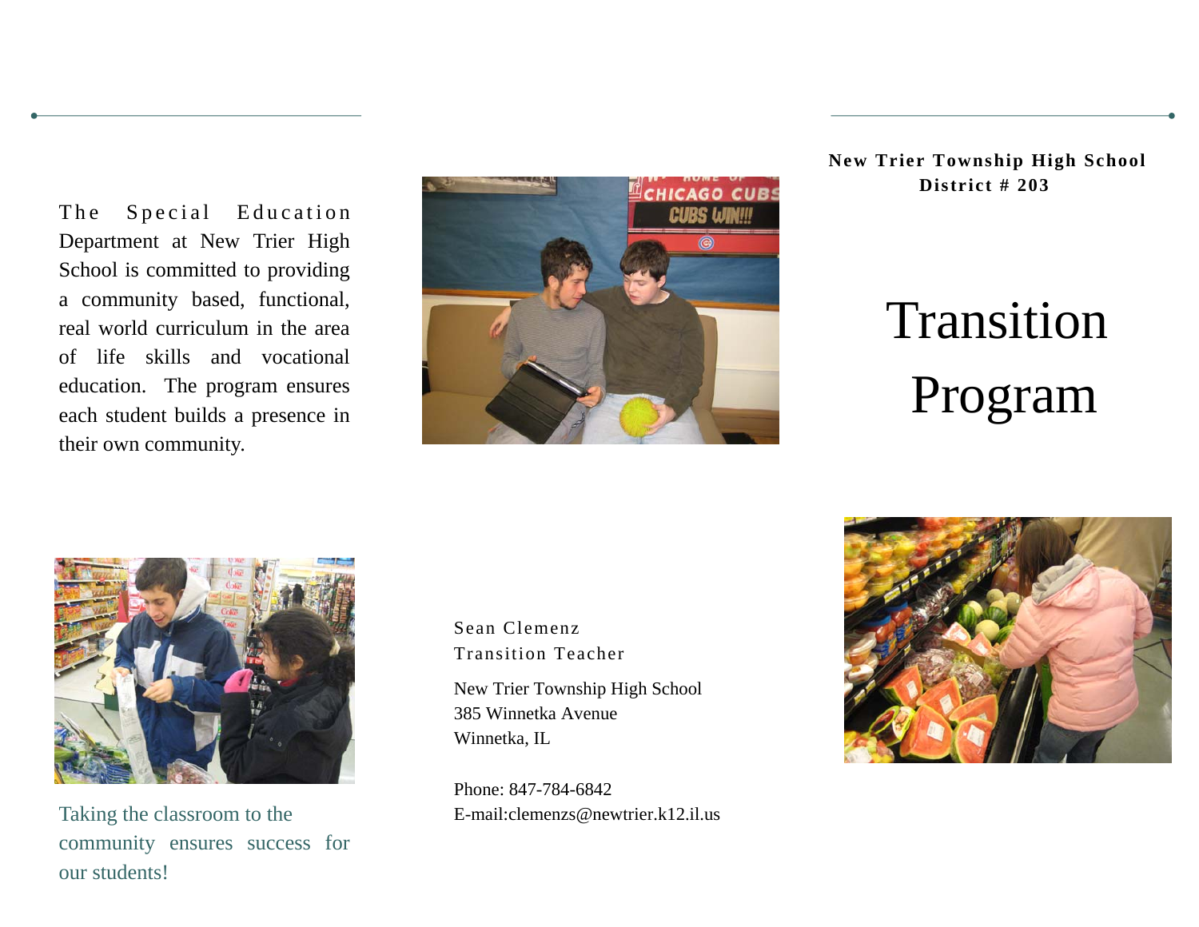The Special Education Department at New Trier High School is committed to providing a community based, functional, real world curriculum in the area of life skills and vocational education. The program ensures each student builds a presence in their own community.

Taking the classroom to the community ensures success for our students!

Sean Clemenz
Transition Teacher

New Trier Township High School
385 Winnetka Avenue
Winnetka, IL

Phone: 847-784-6842
E-mail:clemenzs@newtrier.k12.il.us

**New Trier Township High School**
**District # 203**

# Transition Program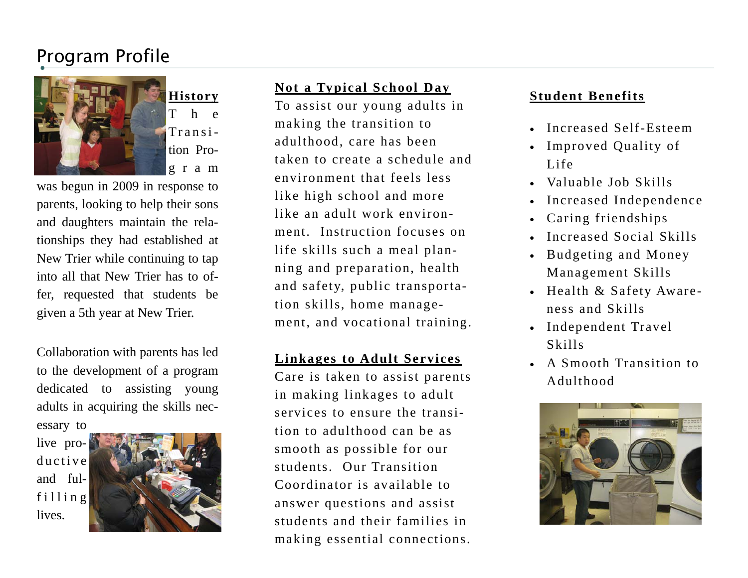# Program Profile

## History

The Transition Program was begun in 2009 in response to parents, looking to help their sons and daughters maintain the relationships they had established at New Trier while continuing to tap into all that New Trier has to offer, requested that students be given a 5th year at New Trier.

Collaboration with parents has led to the development of a program dedicated to assisting young adults in acquiring the skills necessary to live productive and fulfilling lives.

## Not a Typical School Day

To assist our young adults in making the transition to adulthood, care has been taken to create a schedule and environment that feels less like high school and more like an adult work environment. Instruction focuses on life skills such a meal planning and preparation, health and safety, public transportation skills, home management, and vocational training.

## Linkages to Adult Services

Care is taken to assist parents in making linkages to adult services to ensure the transition to adulthood can be as smooth as possible for our students. Our Transition Coordinator is available to answer questions and assist students and their families in making essential connections.

## Student Benefits

- Increased Self-Esteem
- Improved Quality of Life
- Valuable Job Skills
- Increased Independence
- Caring friendships
- Increased Social Skills
- Budgeting and Money Management Skills
- Health & Safety Awareness and Skills
- Independent Travel Skills
- A Smooth Transition to Adulthood